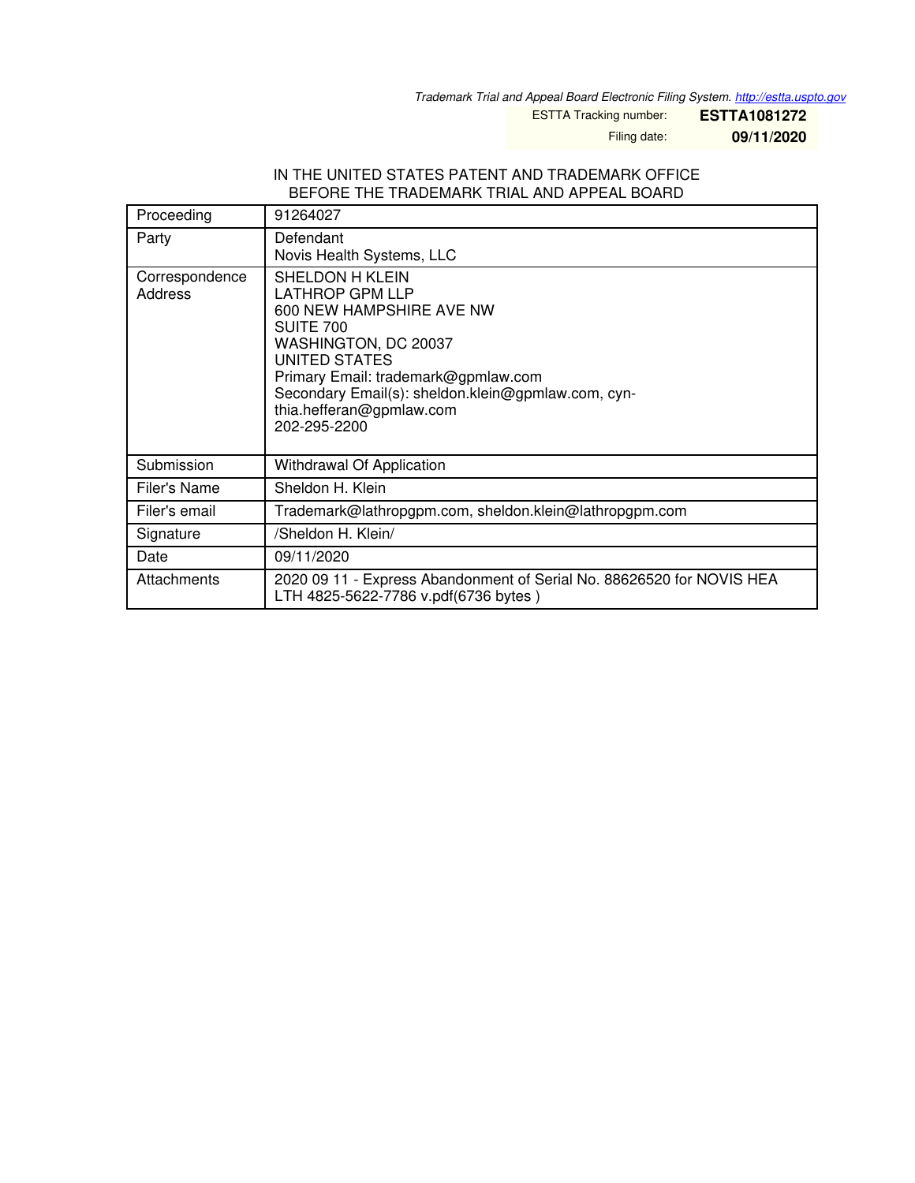*Trademark Trial and Appeal Board Electronic Filing System. http://estta.uspto.gov*

ESTTA Tracking number: **ESTTA1081272**

Filing date: **09/11/2020**

IN THE UNITED STATES PATENT AND TRADEMARK OFFICE
BEFORE THE TRADEMARK TRIAL AND APPEAL BOARD

| Proceeding | 91264027 |
|---|---|
| Party | Defendant<br>Novis Health Systems, LLC |
| Correspondence Address | SHELDON H KLEIN<br>LATHROP GPM LLP<br>600 NEW HAMPSHIRE AVE NW<br>SUITE 700<br>WASHINGTON, DC 20037<br>UNITED STATES<br>Primary Email: trademark@gpmlaw.com<br>Secondary Email(s): sheldon.klein@gpmlaw.com, cynthia.hefferan@gpmlaw.com<br>202-295-2200 |
| Submission | Withdrawal Of Application |
| Filer's Name | Sheldon H. Klein |
| Filer's email | Trademark@lathropgpm.com, sheldon.klein@lathropgpm.com |
| Signature | /Sheldon H. Klein/ |
| Date | 09/11/2020 |
| Attachments | 2020 09 11 - Express Abandonment of Serial No. 88626520 for NOVIS HEALTH 4825-5622-7786 v.pdf(6736 bytes ) |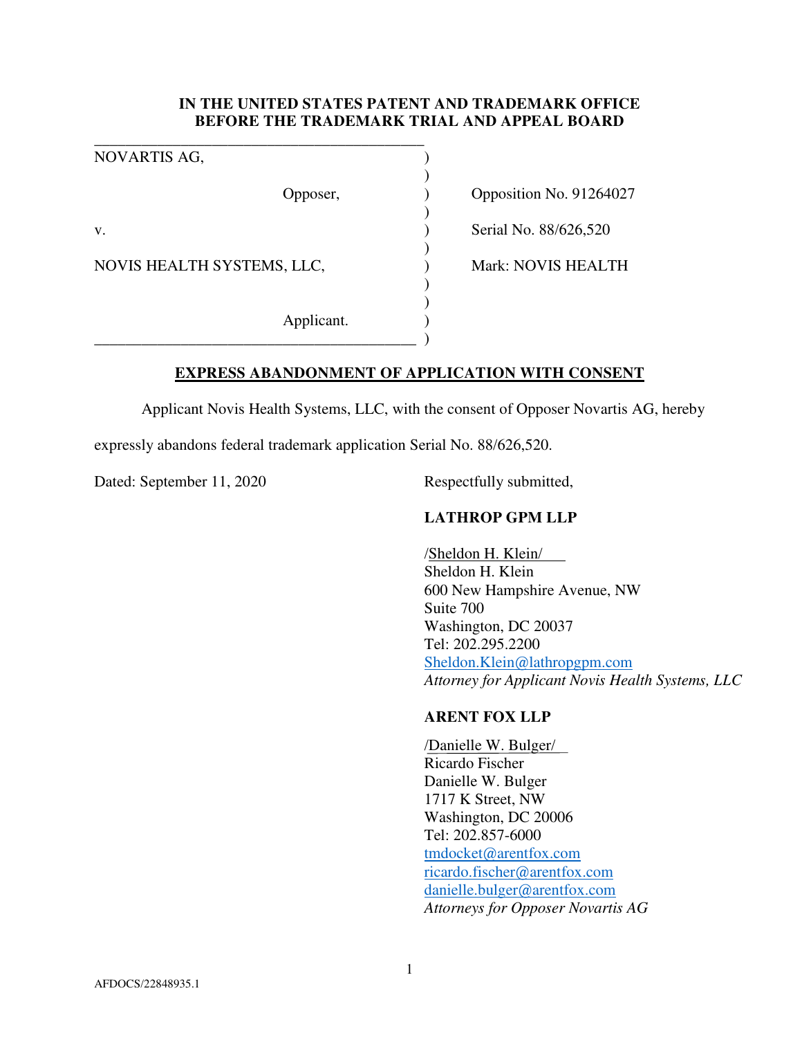**IN THE UNITED STATES PATENT AND TRADEMARK OFFICE**
**BEFORE THE TRADEMARK TRIAL AND APPEAL BOARD**

| | | |
|---|---|---|
| NOVARTIS AG, | ) | |
| | ) | |
| Opposer, | ) | Opposition No. 91264027 |
| | ) | |
| v. | ) | Serial No. 88/626,520 |
| | ) | |
| NOVIS HEALTH SYSTEMS, LLC, | ) | Mark: NOVIS HEALTH |
| | ) | |
| | ) | |
| Applicant. | ) | |

**EXPRESS ABANDONMENT OF APPLICATION WITH CONSENT**

Applicant Novis Health Systems, LLC, with the consent of Opposer Novartis AG, hereby expressly abandons federal trademark application Serial No. 88/626,520.

Dated: September 11, 2020

Respectfully submitted,

**LATHROP GPM LLP**

/Sheldon H. Klein/
Sheldon H. Klein
600 New Hampshire Avenue, NW
Suite 700
Washington, DC 20037
Tel: 202.295.2200
Sheldon.Klein@lathropgpm.com
*Attorney for Applicant Novis Health Systems, LLC*

**ARENT FOX LLP**

/Danielle W. Bulger/
Ricardo Fischer
Danielle W. Bulger
1717 K Street, NW
Washington, DC 20006
Tel: 202.857-6000
tmdocket@arentfox.com
ricardo.fischer@arentfox.com
danielle.bulger@arentfox.com
*Attorneys for Opposer Novartis AG*

AFDOCS/22848935.1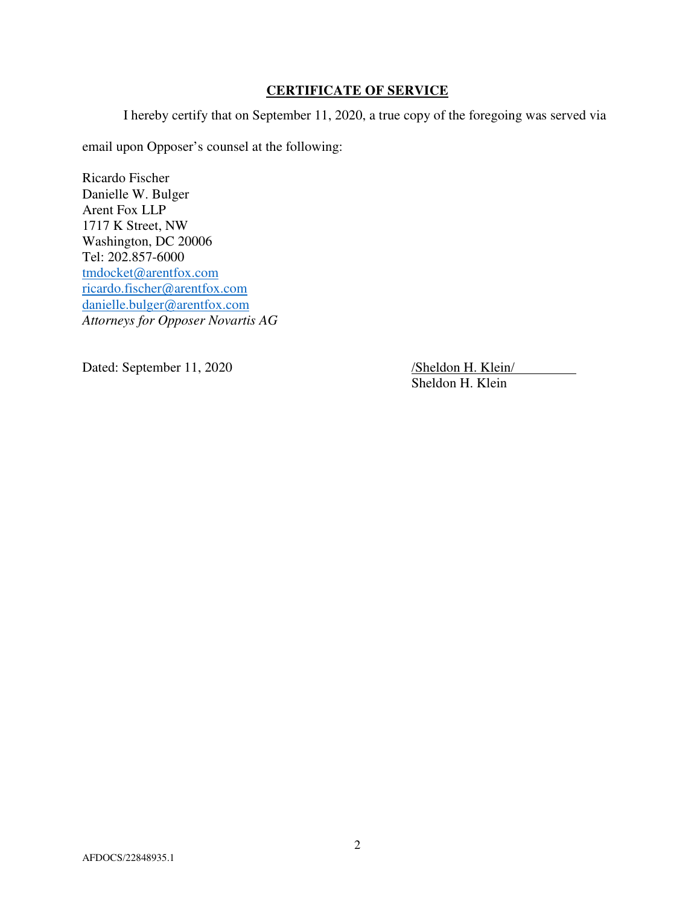**CERTIFICATE OF SERVICE**

I hereby certify that on September 11, 2020, a true copy of the foregoing was served via email upon Opposer's counsel at the following:

Ricardo Fischer  
Danielle W. Bulger  
Arent Fox LLP  
1717 K Street, NW  
Washington, DC 20006  
Tel: 202.857-6000  
tmdocket@arentfox.com  
ricardo.fischer@arentfox.com  
danielle.bulger@arentfox.com  
*Attorneys for Opposer Novartis AG*

Dated: September 11, 2020

/Sheldon H. Klein/  
Sheldon H. Klein

AFDOCS/22848935.1